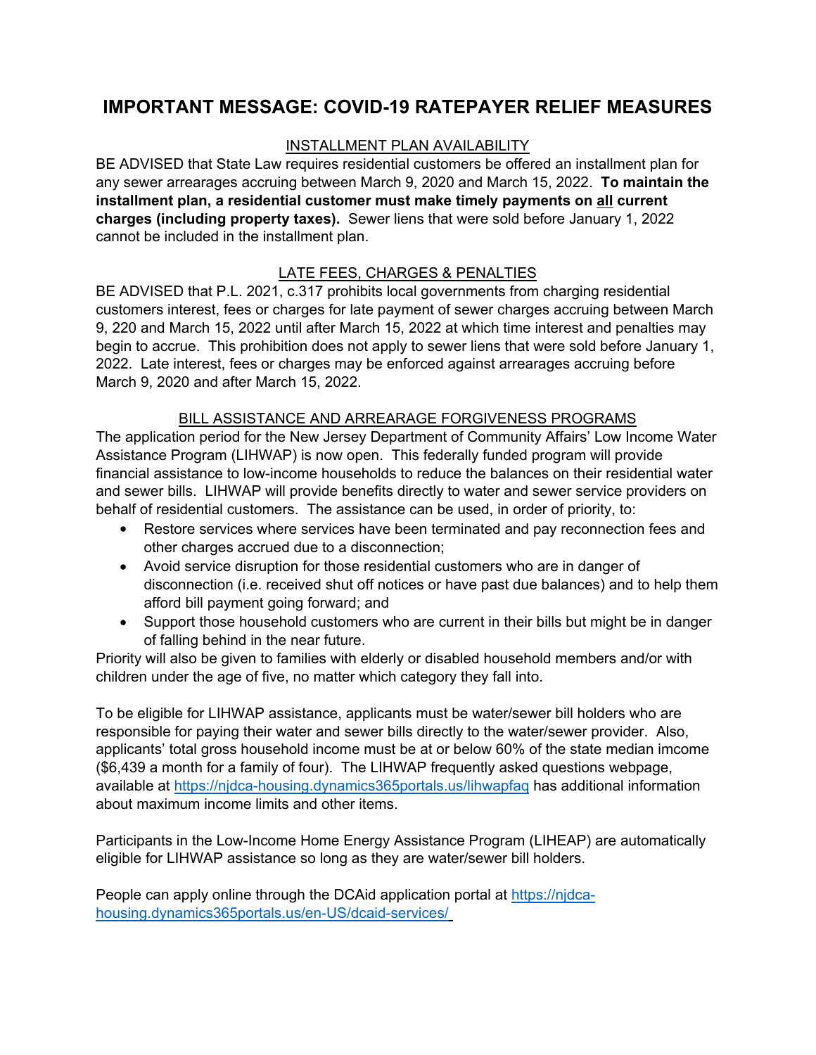# IMPORTANT MESSAGE: COVID-19 RATEPAYER RELIEF MEASURES

## INSTALLMENT PLAN AVAILABILITY

BE ADVISED that State Law requires residential customers be offered an installment plan for any sewer arrearages accruing between March 9, 2020 and March 15, 2022. **To maintain the installment plan, a residential customer must make timely payments on all current charges (including property taxes).** Sewer liens that were sold before January 1, 2022 cannot be included in the installment plan.

## LATE FEES, CHARGES & PENALTIES

BE ADVISED that P.L. 2021, c.317 prohibits local governments from charging residential customers interest, fees or charges for late payment of sewer charges accruing between March 9, 220 and March 15, 2022 until after March 15, 2022 at which time interest and penalties may begin to accrue. This prohibition does not apply to sewer liens that were sold before January 1, 2022. Late interest, fees or charges may be enforced against arrearages accruing before March 9, 2020 and after March 15, 2022.

## BILL ASSISTANCE AND ARREARAGE FORGIVENESS PROGRAMS

The application period for the New Jersey Department of Community Affairs' Low Income Water Assistance Program (LIHWAP) is now open. This federally funded program will provide financial assistance to low-income households to reduce the balances on their residential water and sewer bills. LIHWAP will provide benefits directly to water and sewer service providers on behalf of residential customers. The assistance can be used, in order of priority, to:

- Restore services where services have been terminated and pay reconnection fees and other charges accrued due to a disconnection;
- Avoid service disruption for those residential customers who are in danger of disconnection (i.e. received shut off notices or have past due balances) and to help them afford bill payment going forward; and
- Support those household customers who are current in their bills but might be in danger of falling behind in the near future.

Priority will also be given to families with elderly or disabled household members and/or with children under the age of five, no matter which category they fall into.

To be eligible for LIHWAP assistance, applicants must be water/sewer bill holders who are responsible for paying their water and sewer bills directly to the water/sewer provider. Also, applicants' total gross household income must be at or below 60% of the state median imcome ($6,439 a month for a family of four). The LIHWAP frequently asked questions webpage, available at https://njdca-housing.dynamics365portals.us/lihwapfaq has additional information about maximum income limits and other items.

Participants in the Low-Income Home Energy Assistance Program (LIHEAP) are automatically eligible for LIHWAP assistance so long as they are water/sewer bill holders.

People can apply online through the DCAid application portal at https://njdca-housing.dynamics365portals.us/en-US/dcaid-services/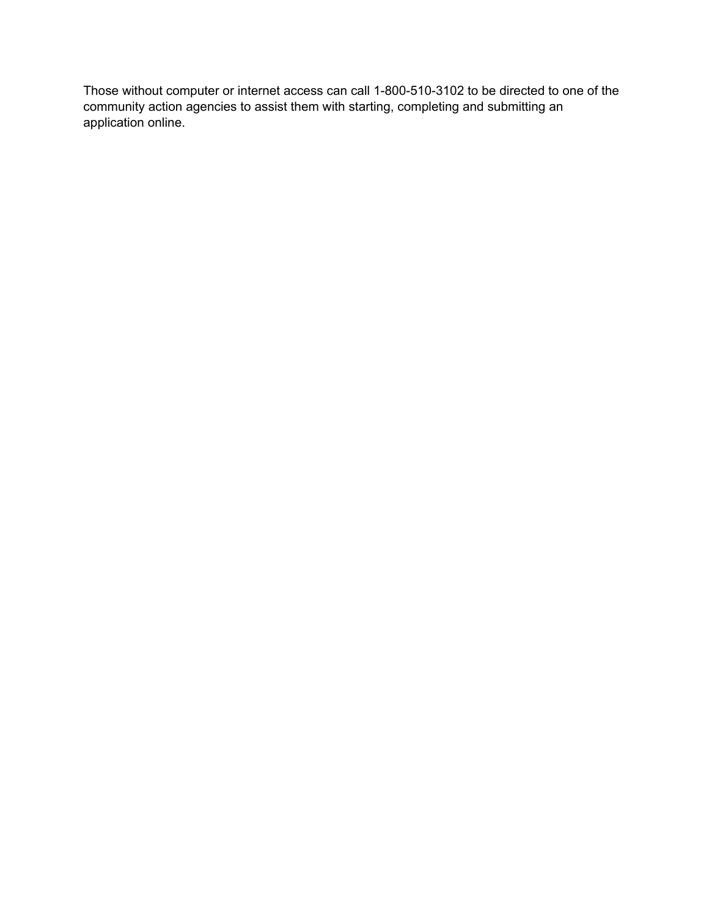Those without computer or internet access can call 1-800-510-3102 to be directed to one of the community action agencies to assist them with starting, completing and submitting an application online.